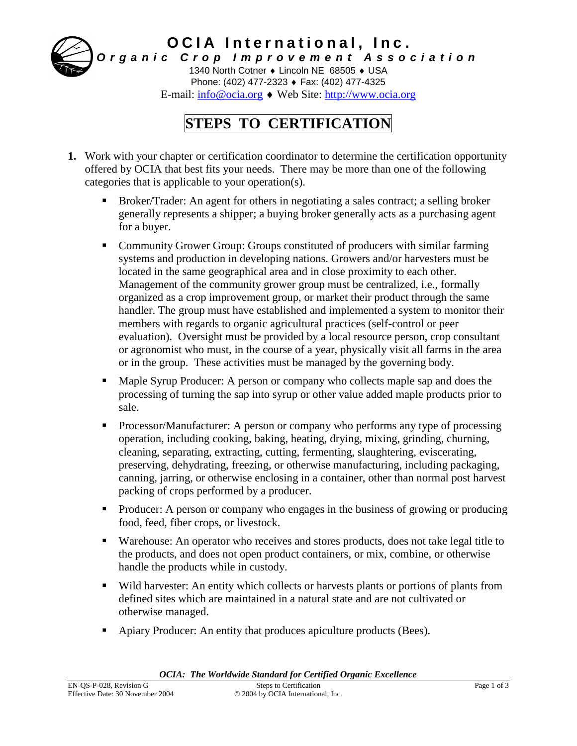**OCIA International, Inc.**

***Organic Crop Improvement Association***

1340 North Cotner ♦ Lincoln NE 68505 ♦ USA

Phone: (402) 477-2323 ♦ Fax: (402) 477-4325

E-mail: info@ocia.org ♦ Web Site: http://www.ocia.org

# STEPS TO CERTIFICATION

**1.** Work with your chapter or certification coordinator to determine the certification opportunity offered by OCIA that best fits your needs. There may be more than one of the following categories that is applicable to your operation(s).

- Broker/Trader: An agent for others in negotiating a sales contract; a selling broker generally represents a shipper; a buying broker generally acts as a purchasing agent for a buyer.
- Community Grower Group: Groups constituted of producers with similar farming systems and production in developing nations. Growers and/or harvesters must be located in the same geographical area and in close proximity to each other. Management of the community grower group must be centralized, i.e., formally organized as a crop improvement group, or market their product through the same handler. The group must have established and implemented a system to monitor their members with regards to organic agricultural practices (self-control or peer evaluation). Oversight must be provided by a local resource person, crop consultant or agronomist who must, in the course of a year, physically visit all farms in the area or in the group. These activities must be managed by the governing body.
- Maple Syrup Producer: A person or company who collects maple sap and does the processing of turning the sap into syrup or other value added maple products prior to sale.
- Processor/Manufacturer: A person or company who performs any type of processing operation, including cooking, baking, heating, drying, mixing, grinding, churning, cleaning, separating, extracting, cutting, fermenting, slaughtering, eviscerating, preserving, dehydrating, freezing, or otherwise manufacturing, including packaging, canning, jarring, or otherwise enclosing in a container, other than normal post harvest packing of crops performed by a producer.
- Producer: A person or company who engages in the business of growing or producing food, feed, fiber crops, or livestock.
- Warehouse: An operator who receives and stores products, does not take legal title to the products, and does not open product containers, or mix, combine, or otherwise handle the products while in custody.
- Wild harvester: An entity which collects or harvests plants or portions of plants from defined sites which are maintained in a natural state and are not cultivated or otherwise managed.
- Apiary Producer: An entity that produces apiculture products (Bees).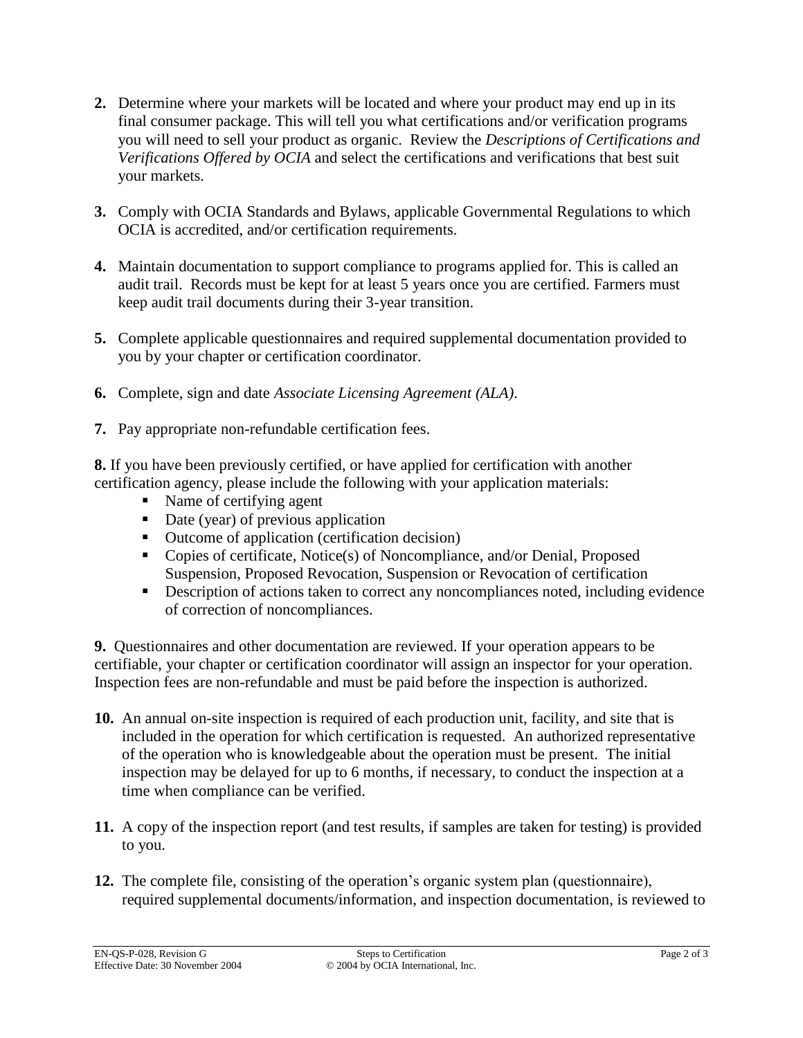2. Determine where your markets will be located and where your product may end up in its final consumer package. This will tell you what certifications and/or verification programs you will need to sell your product as organic. Review the *Descriptions of Certifications and Verifications Offered by OCIA* and select the certifications and verifications that best suit your markets.

3. Comply with OCIA Standards and Bylaws, applicable Governmental Regulations to which OCIA is accredited, and/or certification requirements.

4. Maintain documentation to support compliance to programs applied for. This is called an audit trail. Records must be kept for at least 5 years once you are certified. Farmers must keep audit trail documents during their 3-year transition.

5. Complete applicable questionnaires and required supplemental documentation provided to you by your chapter or certification coordinator.

6. Complete, sign and date *Associate Licensing Agreement (ALA)*.

7. Pay appropriate non-refundable certification fees.

**8.** If you have been previously certified, or have applied for certification with another certification agency, please include the following with your application materials:

- Name of certifying agent
- Date (year) of previous application
- Outcome of application (certification decision)
- Copies of certificate, Notice(s) of Noncompliance, and/or Denial, Proposed Suspension, Proposed Revocation, Suspension or Revocation of certification
- Description of actions taken to correct any noncompliances noted, including evidence of correction of noncompliances.

**9.** Questionnaires and other documentation are reviewed. If your operation appears to be certifiable, your chapter or certification coordinator will assign an inspector for your operation. Inspection fees are non-refundable and must be paid before the inspection is authorized.

10. An annual on-site inspection is required of each production unit, facility, and site that is included in the operation for which certification is requested. An authorized representative of the operation who is knowledgeable about the operation must be present. The initial inspection may be delayed for up to 6 months, if necessary, to conduct the inspection at a time when compliance can be verified.

11. A copy of the inspection report (and test results, if samples are taken for testing) is provided to you.

12. The complete file, consisting of the operation's organic system plan (questionnaire), required supplemental documents/information, and inspection documentation, is reviewed to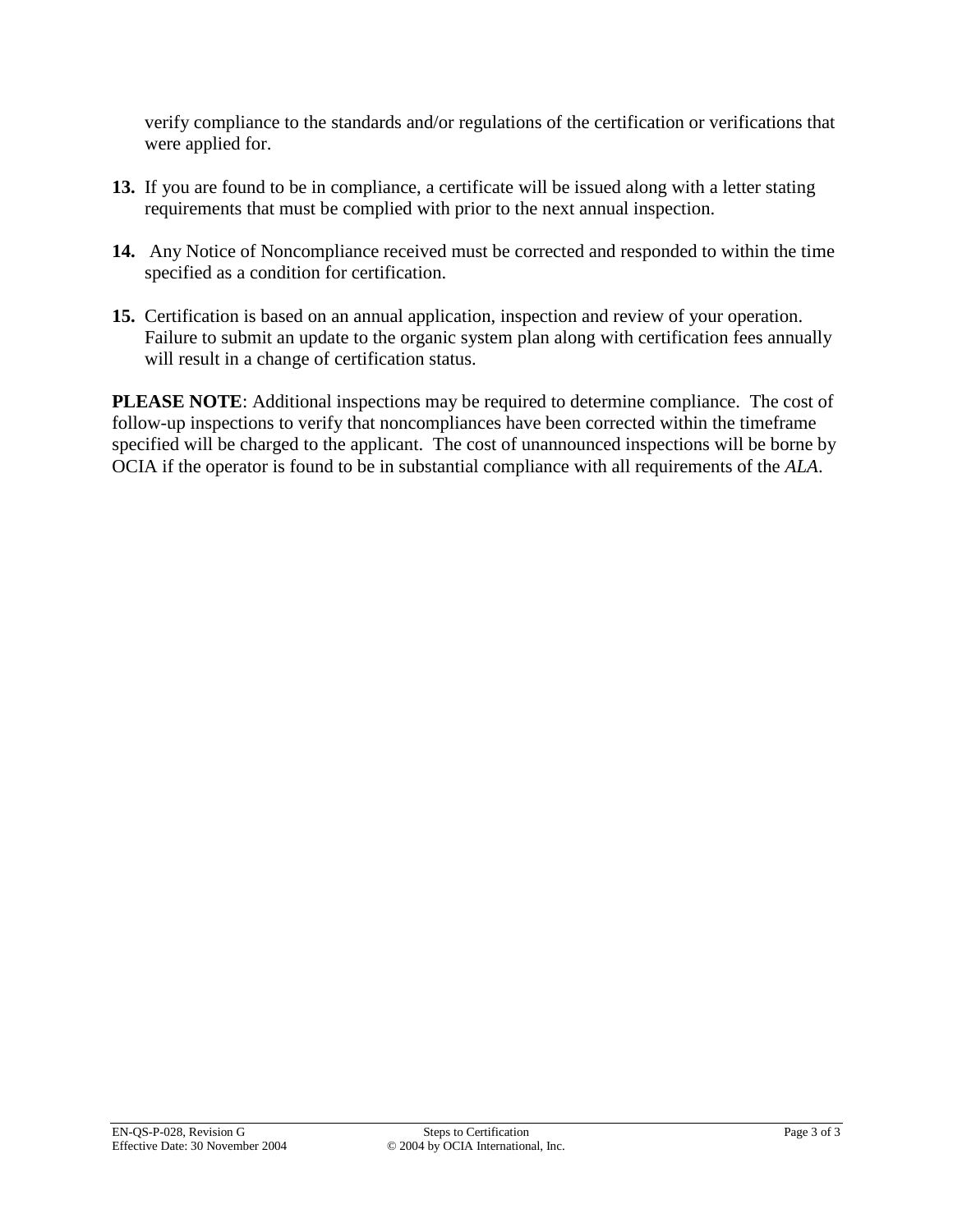verify compliance to the standards and/or regulations of the certification or verifications that were applied for.

13. If you are found to be in compliance, a certificate will be issued along with a letter stating requirements that must be complied with prior to the next annual inspection.

14. Any Notice of Noncompliance received must be corrected and responded to within the time specified as a condition for certification.

15. Certification is based on an annual application, inspection and review of your operation. Failure to submit an update to the organic system plan along with certification fees annually will result in a change of certification status.

**PLEASE NOTE**: Additional inspections may be required to determine compliance. The cost of follow-up inspections to verify that noncompliances have been corrected within the timeframe specified will be charged to the applicant. The cost of unannounced inspections will be borne by OCIA if the operator is found to be in substantial compliance with all requirements of the *ALA*.